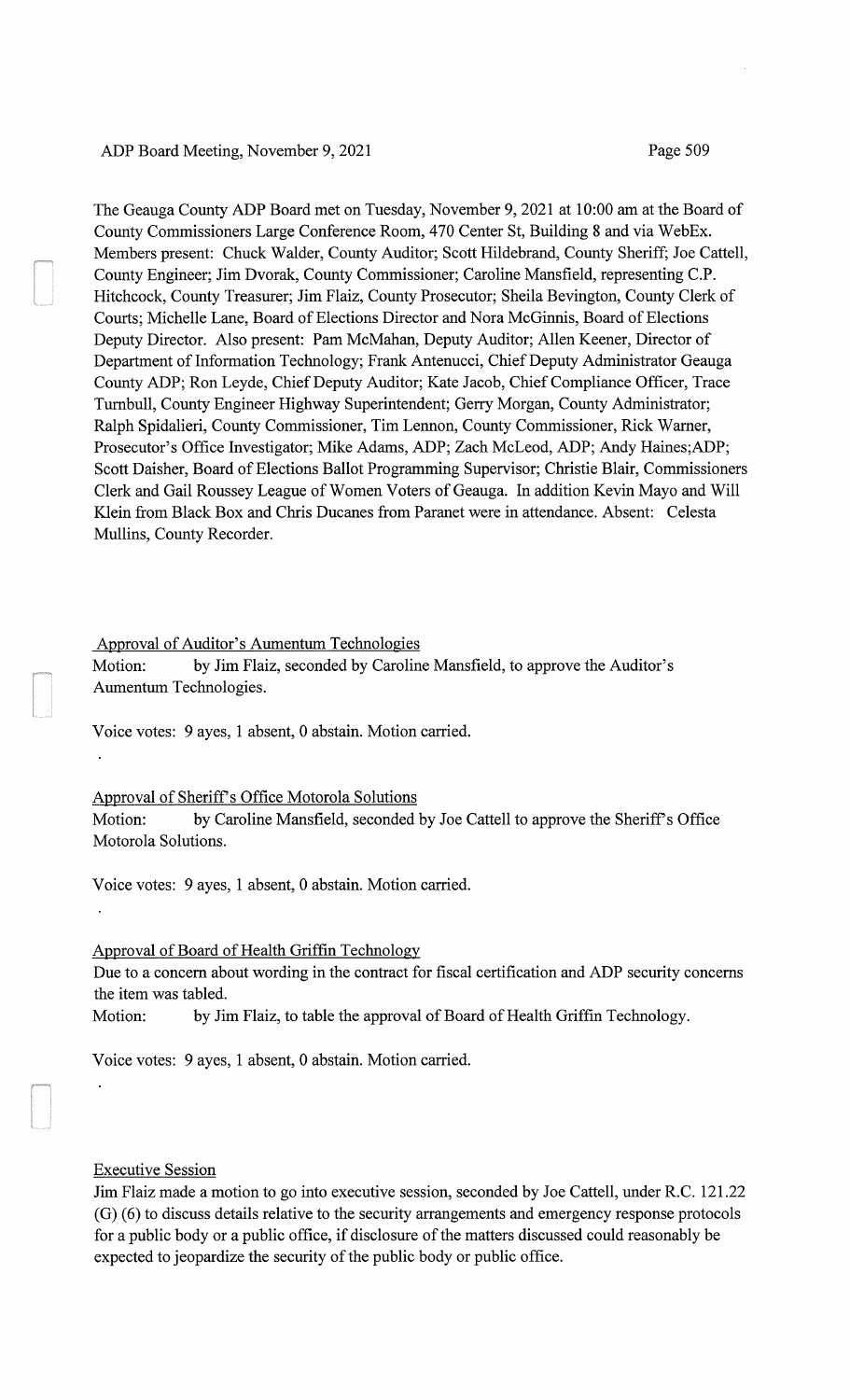The Geauga County ADP Board met on Tuesday, November 9, 2021 at 10:00 am at the Board of County Commissioners Large Conference Room, 470 Center St, Building 8 and via WebEx. Members present: Chuck Walder, County Auditor; Scott Hildebrand, County Sheriff; Joe Cattell, County Engineer; Jim Dvorak, County Commissioner; Caroline Mansfield, representing C.P. Hitchcock, County Treasurer; Jim Flaiz, County Prosecutor; Sheila Bevington, County Clerk of Courts; Michelle Lane, Board of Elections Director and Nora McGinnis, Board of Elections Deputy Director. Also present: Pam McMahan, Deputy Auditor; Allen Keener, Director of Department of Information Technology; Frank Antenucci, Chief Deputy Administrator Geauga County ADP; Ron Leyde, Chief Deputy Auditor; Kate Jacob, Chief Compliance Officer, Trace Turnbull, County Engineer Highway Superintendent; Gerry Morgan, County Administrator; Ralph Spidalieri, County Commissioner, Tim Lennon, County Commissioner, Rick Warner, Prosecutor's Office Investigator; Mike Adams, ADP; Zach McLeod, ADP; Andy Haines;ADP; Scott Daisher, Board of Elections Ballot Programming Supervisor; Christie Blair, Commissioners Clerk and Gail Roussey League of Women Voters of Geauga. In addition Kevin Mayo and Will Klein from Black Box and Chris Ducanes from Paranet were in attendance. Absent: Celesta Mullins, County Recorder.

Approval of Auditor's Aumentum Technologies

Motion: by Jim Flaiz, seconded by Caroline Mansfield, to approve the Auditor's Aumentum Technologies.

Voice votes: 9 ayes, 1 absent, 0 abstain. Motion carried.

Approval of Sheriff's Office Motorola Solutions

Motion: by Caroline Mansfield, seconded by Joe Cattell to approve the Sheriff's Office Motorola Solutions.

Voice votes: 9 ayes, 1 absent, 0 abstain. Motion carried.

Approval of Board of Health Griffin Technology

Due to a concern about wording in the contract for fiscal certification and ADP security concerns the item was tabled.

Motion: by Jim Flaiz, to table the approval of Board of Health Griffin Technology.

Voice votes: 9 ayes, 1 absent, 0 abstain. Motion carried.

Executive Session

Jim Flaiz made a motion to go into executive session, seconded by Joe Cattell, under R.C. 121.22 (G) (6) to discuss details relative to the security arrangements and emergency response protocols for a public body or a public office, if disclosure of the matters discussed could reasonably be expected to jeopardize the security of the public body or public office.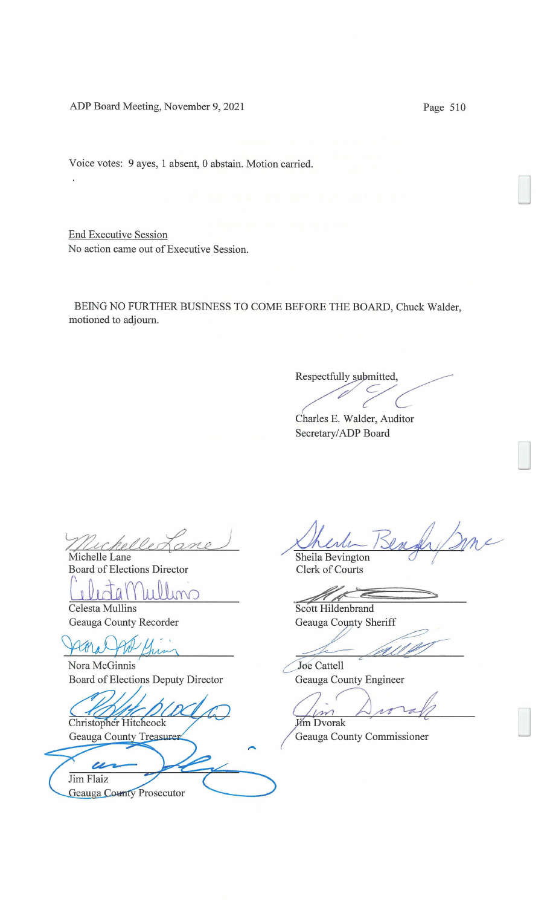Voice votes: 9 ayes, 1 absent, 0 abstain. Motion carried.

End Executive Session
No action came out of Executive Session.

BEING NO FURTHER BUSINESS TO COME BEFORE THE BOARD, Chuck Walder, motioned to adjourn.

Respectfully submitted,

Charles E. Walder, Auditor
Secretary/ADP Board

Michelle Lane
Board of Elections Director

Celesta Mullins
Geauga County Recorder

Nora McGinnis
Board of Elections Deputy Director

Christopher Hitchcock
Geauga County Treasurer

Jim Flaiz
Geauga County Prosecutor

Sheila Bevington
Clerk of Courts

Scott Hildenbrand
Geauga County Sheriff

Joe Cattell
Geauga County Engineer

Jim Dvorak
Geauga County Commissioner